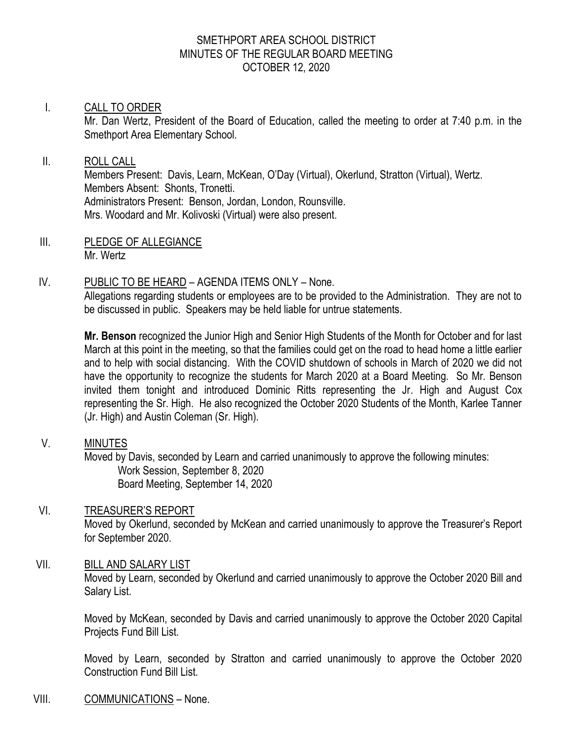# SMETHPORT AREA SCHOOL DISTRICT
## MINUTES OF THE REGULAR BOARD MEETING
## OCTOBER 12, 2020

I. CALL TO ORDER

Mr. Dan Wertz, President of the Board of Education, called the meeting to order at 7:40 p.m. in the Smethport Area Elementary School.

II. ROLL CALL

Members Present: Davis, Learn, McKean, O'Day (Virtual), Okerlund, Stratton (Virtual), Wertz.
Members Absent: Shonts, Tronetti.
Administrators Present: Benson, Jordan, London, Rounsville.
Mrs. Woodard and Mr. Kolivoski (Virtual) were also present.

III. PLEDGE OF ALLEGIANCE

Mr. Wertz

IV. PUBLIC TO BE HEARD – AGENDA ITEMS ONLY – None.

Allegations regarding students or employees are to be provided to the Administration. They are not to be discussed in public. Speakers may be held liable for untrue statements.

**Mr. Benson** recognized the Junior High and Senior High Students of the Month for October and for last March at this point in the meeting, so that the families could get on the road to head home a little earlier and to help with social distancing. With the COVID shutdown of schools in March of 2020 we did not have the opportunity to recognize the students for March 2020 at a Board Meeting. So Mr. Benson invited them tonight and introduced Dominic Ritts representing the Jr. High and August Cox representing the Sr. High. He also recognized the October 2020 Students of the Month, Karlee Tanner (Jr. High) and Austin Coleman (Sr. High).

V. MINUTES

Moved by Davis, seconded by Learn and carried unanimously to approve the following minutes:
- Work Session, September 8, 2020
- Board Meeting, September 14, 2020

VI. TREASURER'S REPORT

Moved by Okerlund, seconded by McKean and carried unanimously to approve the Treasurer's Report for September 2020.

VII. BILL AND SALARY LIST

Moved by Learn, seconded by Okerlund and carried unanimously to approve the October 2020 Bill and Salary List.

Moved by McKean, seconded by Davis and carried unanimously to approve the October 2020 Capital Projects Fund Bill List.

Moved by Learn, seconded by Stratton and carried unanimously to approve the October 2020 Construction Fund Bill List.

VIII. COMMUNICATIONS – None.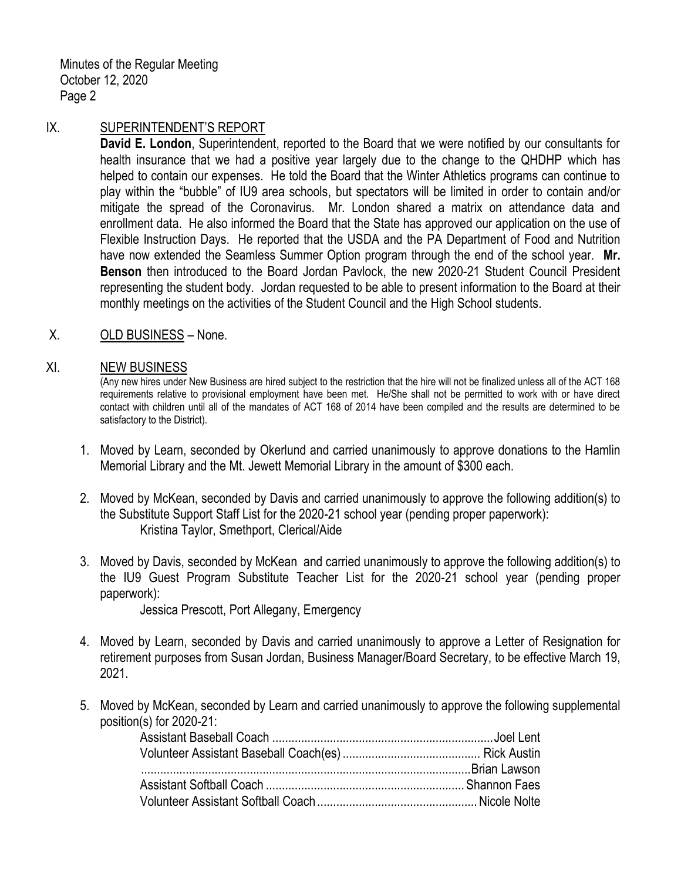## IX. SUPERINTENDENT'S REPORT

**David E. London**, Superintendent, reported to the Board that we were notified by our consultants for health insurance that we had a positive year largely due to the change to the QHDHP which has helped to contain our expenses. He told the Board that the Winter Athletics programs can continue to play within the "bubble" of IU9 area schools, but spectators will be limited in order to contain and/or mitigate the spread of the Coronavirus. Mr. London shared a matrix on attendance data and enrollment data. He also informed the Board that the State has approved our application on the use of Flexible Instruction Days. He reported that the USDA and the PA Department of Food and Nutrition have now extended the Seamless Summer Option program through the end of the school year. **Mr. Benson** then introduced to the Board Jordan Pavlock, the new 2020-21 Student Council President representing the student body. Jordan requested to be able to present information to the Board at their monthly meetings on the activities of the Student Council and the High School students.

## X. OLD BUSINESS – None.

## XI. NEW BUSINESS

(Any new hires under New Business are hired subject to the restriction that the hire will not be finalized unless all of the ACT 168 requirements relative to provisional employment have been met. He/She shall not be permitted to work with or have direct contact with children until all of the mandates of ACT 168 of 2014 have been compiled and the results are determined to be satisfactory to the District).

1. Moved by Learn, seconded by Okerlund and carried unanimously to approve donations to the Hamlin Memorial Library and the Mt. Jewett Memorial Library in the amount of $300 each.

2. Moved by McKean, seconded by Davis and carried unanimously to approve the following addition(s) to the Substitute Support Staff List for the 2020-21 school year (pending proper paperwork):
   Kristina Taylor, Smethport, Clerical/Aide

3. Moved by Davis, seconded by McKean and carried unanimously to approve the following addition(s) to the IU9 Guest Program Substitute Teacher List for the 2020-21 school year (pending proper paperwork):
   Jessica Prescott, Port Allegany, Emergency

4. Moved by Learn, seconded by Davis and carried unanimously to approve a Letter of Resignation for retirement purposes from Susan Jordan, Business Manager/Board Secretary, to be effective March 19, 2021.

5. Moved by McKean, seconded by Learn and carried unanimously to approve the following supplemental position(s) for 2020-21:
   Assistant Baseball Coach .................... Joel Lent
   Volunteer Assistant Baseball Coach(es) .................... Rick Austin
   .................... Brian Lawson
   Assistant Softball Coach .................... Shannon Faes
   Volunteer Assistant Softball Coach .................... Nicole Nolte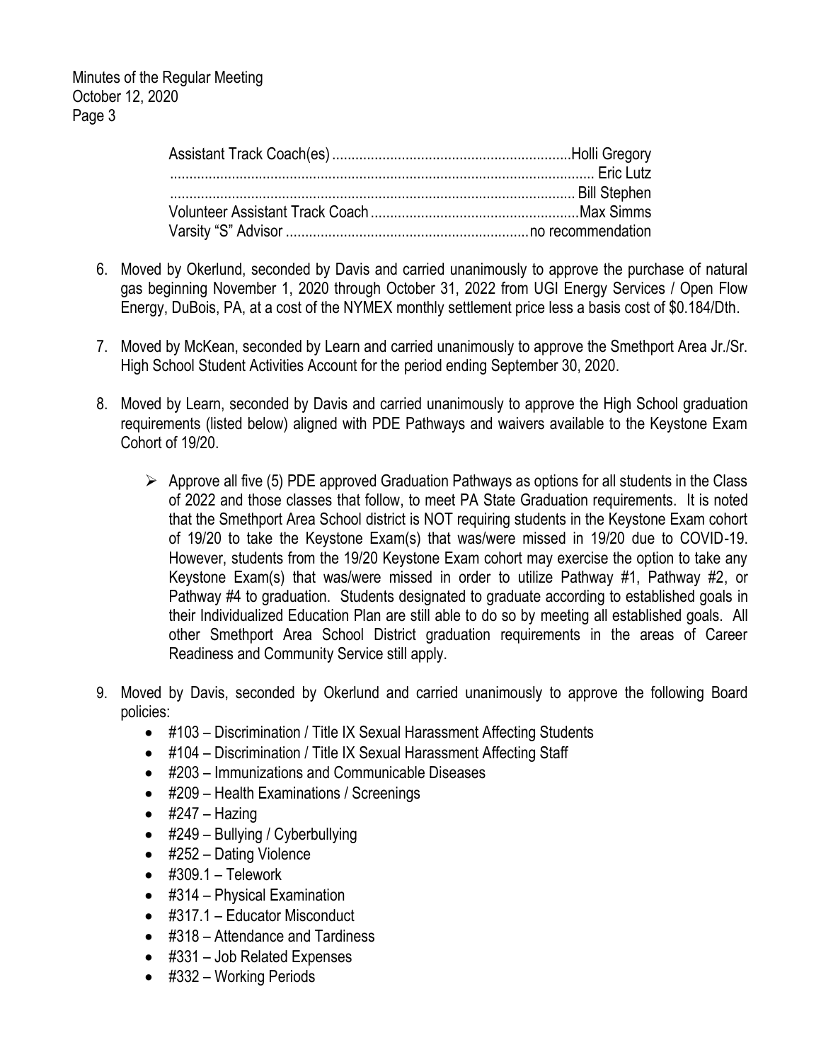Assistant Track Coach(es) .............................................................Holli Gregory
........................................................................................................... Eric Lutz
....................................................................................................... Bill Stephen
Volunteer Assistant Track Coach .....................................................Max Simms
Varsity "S" Advisor ..............................................................no recommendation

6. Moved by Okerlund, seconded by Davis and carried unanimously to approve the purchase of natural gas beginning November 1, 2020 through October 31, 2022 from UGI Energy Services / Open Flow Energy, DuBois, PA, at a cost of the NYMEX monthly settlement price less a basis cost of $0.184/Dth.

7. Moved by McKean, seconded by Learn and carried unanimously to approve the Smethport Area Jr./Sr. High School Student Activities Account for the period ending September 30, 2020.

8. Moved by Learn, seconded by Davis and carried unanimously to approve the High School graduation requirements (listed below) aligned with PDE Pathways and waivers available to the Keystone Exam Cohort of 19/20.

   - Approve all five (5) PDE approved Graduation Pathways as options for all students in the Class of 2022 and those classes that follow, to meet PA State Graduation requirements. It is noted that the Smethport Area School district is NOT requiring students in the Keystone Exam cohort of 19/20 to take the Keystone Exam(s) that was/were missed in 19/20 due to COVID-19. However, students from the 19/20 Keystone Exam cohort may exercise the option to take any Keystone Exam(s) that was/were missed in order to utilize Pathway #1, Pathway #2, or Pathway #4 to graduation. Students designated to graduate according to established goals in their Individualized Education Plan are still able to do so by meeting all established goals. All other Smethport Area School District graduation requirements in the areas of Career Readiness and Community Service still apply.

9. Moved by Davis, seconded by Okerlund and carried unanimously to approve the following Board policies:
   - #103 – Discrimination / Title IX Sexual Harassment Affecting Students
   - #104 – Discrimination / Title IX Sexual Harassment Affecting Staff
   - #203 – Immunizations and Communicable Diseases
   - #209 – Health Examinations / Screenings
   - #247 – Hazing
   - #249 – Bullying / Cyberbullying
   - #252 – Dating Violence
   - #309.1 – Telework
   - #314 – Physical Examination
   - #317.1 – Educator Misconduct
   - #318 – Attendance and Tardiness
   - #331 – Job Related Expenses
   - #332 – Working Periods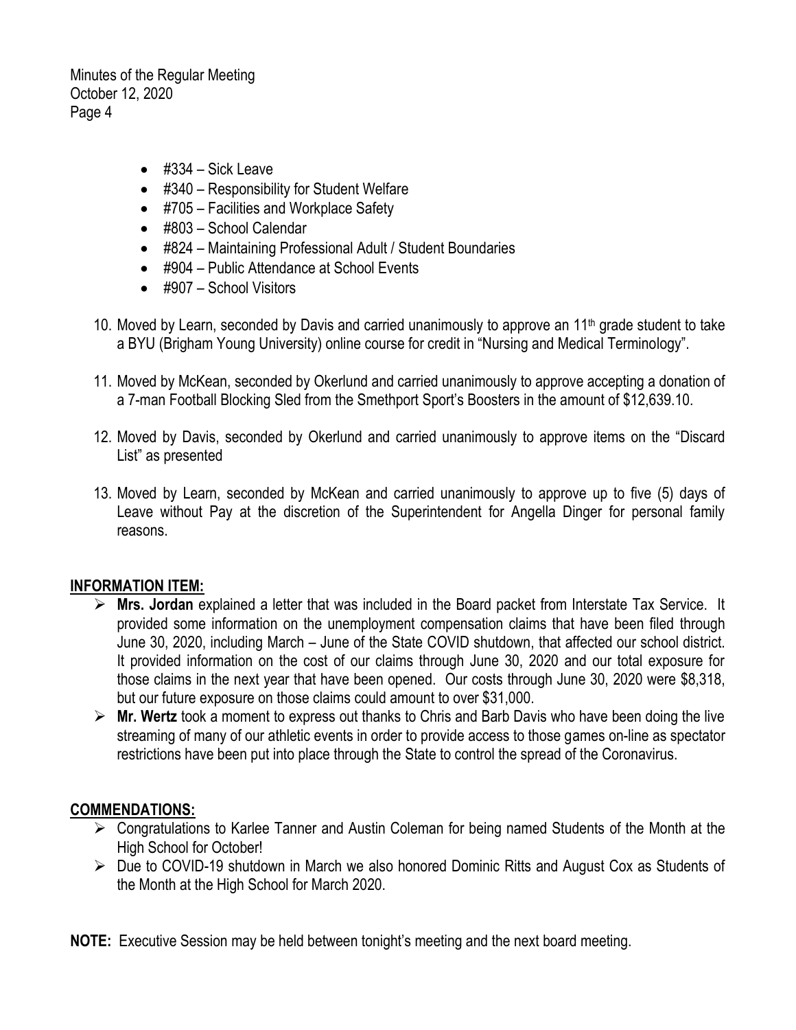- #334 – Sick Leave
- #340 – Responsibility for Student Welfare
- #705 – Facilities and Workplace Safety
- #803 – School Calendar
- #824 – Maintaining Professional Adult / Student Boundaries
- #904 – Public Attendance at School Events
- #907 – School Visitors

10. Moved by Learn, seconded by Davis and carried unanimously to approve an 11th grade student to take a BYU (Brigham Young University) online course for credit in "Nursing and Medical Terminology".

11. Moved by McKean, seconded by Okerlund and carried unanimously to approve accepting a donation of a 7-man Football Blocking Sled from the Smethport Sport's Boosters in the amount of $12,639.10.

12. Moved by Davis, seconded by Okerlund and carried unanimously to approve items on the "Discard List" as presented

13. Moved by Learn, seconded by McKean and carried unanimously to approve up to five (5) days of Leave without Pay at the discretion of the Superintendent for Angella Dinger for personal family reasons.

## INFORMATION ITEM:

- **Mrs. Jordan** explained a letter that was included in the Board packet from Interstate Tax Service. It provided some information on the unemployment compensation claims that have been filed through June 30, 2020, including March – June of the State COVID shutdown, that affected our school district. It provided information on the cost of our claims through June 30, 2020 and our total exposure for those claims in the next year that have been opened. Our costs through June 30, 2020 were $8,318, but our future exposure on those claims could amount to over $31,000.
- **Mr. Wertz** took a moment to express out thanks to Chris and Barb Davis who have been doing the live streaming of many of our athletic events in order to provide access to those games on-line as spectator restrictions have been put into place through the State to control the spread of the Coronavirus.

## COMMENDATIONS:

- Congratulations to Karlee Tanner and Austin Coleman for being named Students of the Month at the High School for October!
- Due to COVID-19 shutdown in March we also honored Dominic Ritts and August Cox as Students of the Month at the High School for March 2020.

**NOTE:** Executive Session may be held between tonight's meeting and the next board meeting.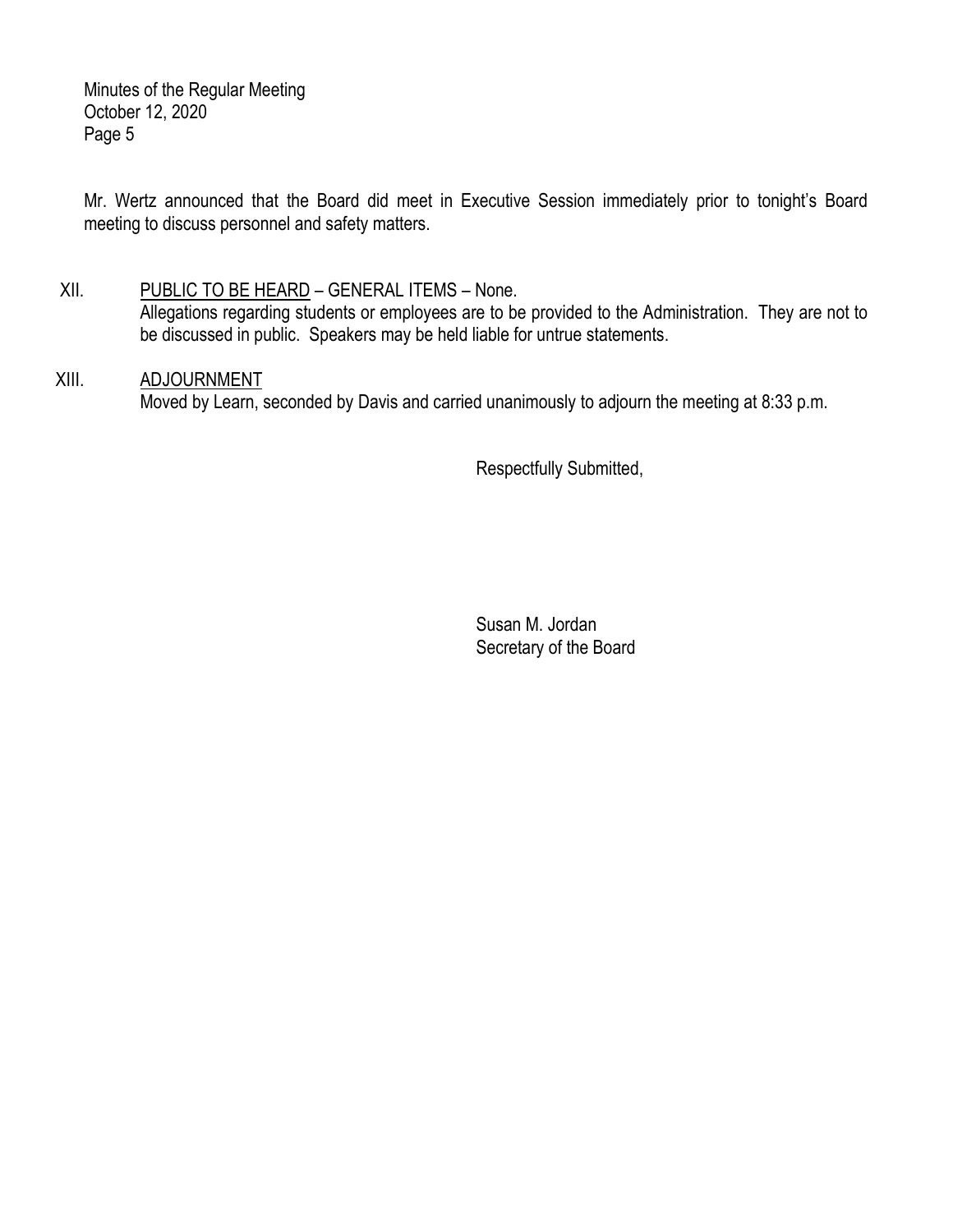Mr. Wertz announced that the Board did meet in Executive Session immediately prior to tonight's Board meeting to discuss personnel and safety matters.

XII. PUBLIC TO BE HEARD – GENERAL ITEMS – None.
Allegations regarding students or employees are to be provided to the Administration. They are not to be discussed in public. Speakers may be held liable for untrue statements.

XIII. ADJOURNMENT
Moved by Learn, seconded by Davis and carried unanimously to adjourn the meeting at 8:33 p.m.

Respectfully Submitted,

Susan M. Jordan
Secretary of the Board